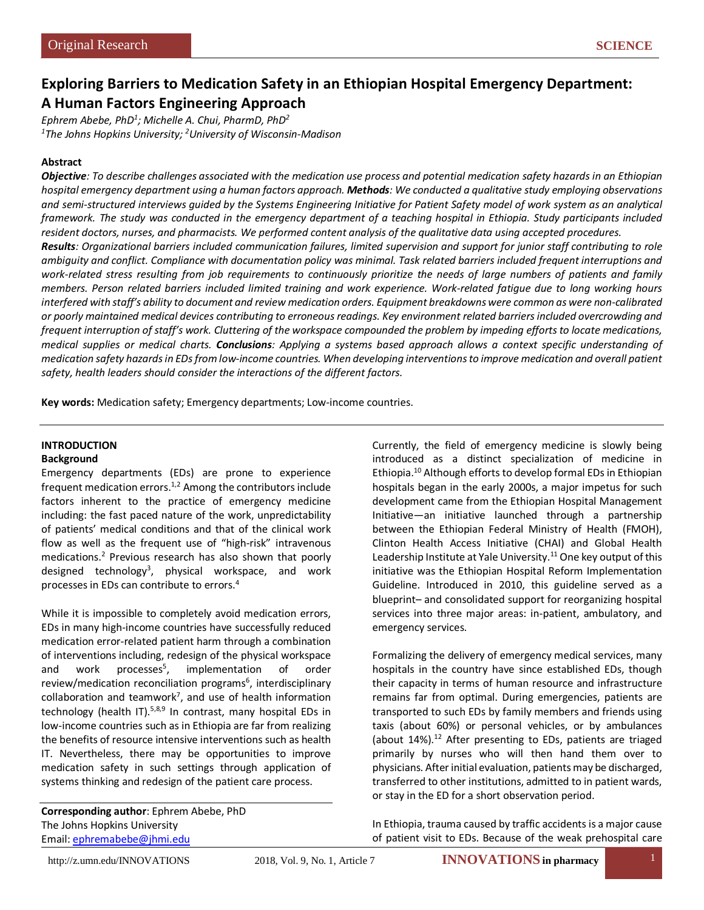Original Research

SCIENCE

# Exploring Barriers to Medication Safety in an Ethiopian Hospital Emergency Department: A Human Factors Engineering Approach

*Ephrem Abebe, PhD[1]; Michelle A. Chui, PharmD, PhD[2]*
*[1]The Johns Hopkins University; [2]University of Wisconsin-Madison*

**Abstract**

***Objective****: To describe challenges associated with the medication use process and potential medication safety hazards in an Ethiopian hospital emergency department using a human factors approach.* ***Methods****: We conducted a qualitative study employing observations and semi-structured interviews guided by the Systems Engineering Initiative for Patient Safety model of work system as an analytical framework. The study was conducted in the emergency department of a teaching hospital in Ethiopia. Study participants included resident doctors, nurses, and pharmacists. We performed content analysis of the qualitative data using accepted procedures.*
***Results****: Organizational barriers included communication failures, limited supervision and support for junior staff contributing to role ambiguity and conflict. Compliance with documentation policy was minimal. Task related barriers included frequent interruptions and work-related stress resulting from job requirements to continuously prioritize the needs of large numbers of patients and family members. Person related barriers included limited training and work experience. Work-related fatigue due to long working hours interfered with staff's ability to document and review medication orders. Equipment breakdowns were common as were non-calibrated or poorly maintained medical devices contributing to erroneous readings. Key environment related barriers included overcrowding and frequent interruption of staff's work. Cluttering of the workspace compounded the problem by impeding efforts to locate medications, medical supplies or medical charts.* ***Conclusions****: Applying a systems based approach allows a context specific understanding of medication safety hazards in EDs from low-income countries. When developing interventions to improve medication and overall patient safety, health leaders should consider the interactions of the different factors.*

**Key words:** Medication safety; Emergency departments; Low-income countries.

## INTRODUCTION

### Background

Emergency departments (EDs) are prone to experience frequent medication errors.[1,2] Among the contributors include factors inherent to the practice of emergency medicine including: the fast paced nature of the work, unpredictability of patients' medical conditions and that of the clinical work flow as well as the frequent use of "high-risk" intravenous medications.[2] Previous research has also shown that poorly designed technology[3], physical workspace, and work processes in EDs can contribute to errors.[4]

While it is impossible to completely avoid medication errors, EDs in many high-income countries have successfully reduced medication error-related patient harm through a combination of interventions including, redesign of the physical workspace and work processes[5], implementation of order review/medication reconciliation programs[6], interdisciplinary collaboration and teamwork[7], and use of health information technology (health IT).[5,8,9] In contrast, many hospital EDs in low-income countries such as in Ethiopia are far from realizing the benefits of resource intensive interventions such as health IT. Nevertheless, there may be opportunities to improve medication safety in such settings through application of systems thinking and redesign of the patient care process.

Currently, the field of emergency medicine is slowly being introduced as a distinct specialization of medicine in Ethiopia.[10] Although efforts to develop formal EDs in Ethiopian hospitals began in the early 2000s, a major impetus for such development came from the Ethiopian Hospital Management Initiative—an initiative launched through a partnership between the Ethiopian Federal Ministry of Health (FMOH), Clinton Health Access Initiative (CHAI) and Global Health Leadership Institute at Yale University.[11] One key output of this initiative was the Ethiopian Hospital Reform Implementation Guideline. Introduced in 2010, this guideline served as a blueprint– and consolidated support for reorganizing hospital services into three major areas: in-patient, ambulatory, and emergency services.

Formalizing the delivery of emergency medical services, many hospitals in the country have since established EDs, though their capacity in terms of human resource and infrastructure remains far from optimal. During emergencies, patients are transported to such EDs by family members and friends using taxis (about 60%) or personal vehicles, or by ambulances (about 14%).[12] After presenting to EDs, patients are triaged primarily by nurses who will then hand them over to physicians. After initial evaluation, patients may be discharged, transferred to other institutions, admitted to in patient wards, or stay in the ED for a short observation period.

In Ethiopia, trauma caused by traffic accidents is a major cause of patient visit to EDs. Because of the weak prehospital care

**Corresponding author**: Ephrem Abebe, PhD
The Johns Hopkins University
Email: ephremabebe@jhmi.edu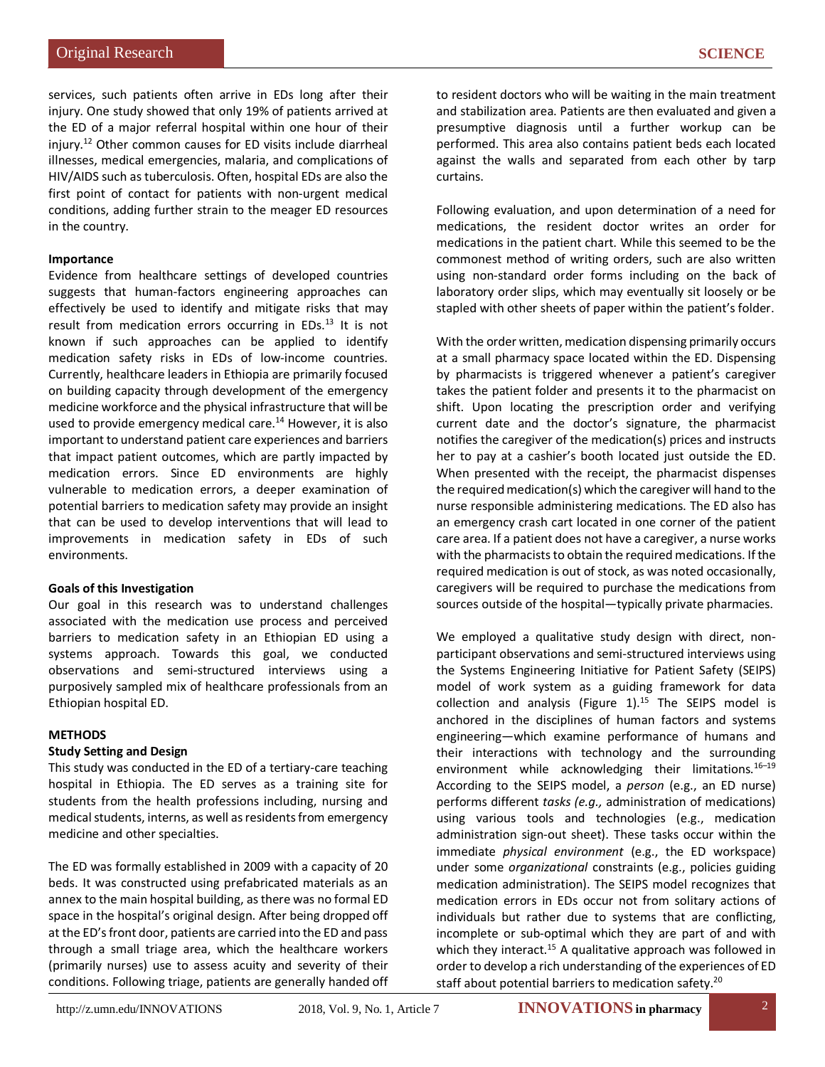services, such patients often arrive in EDs long after their injury. One study showed that only 19% of patients arrived at the ED of a major referral hospital within one hour of their injury.[12] Other common causes for ED visits include diarrheal illnesses, medical emergencies, malaria, and complications of HIV/AIDS such as tuberculosis. Often, hospital EDs are also the first point of contact for patients with non-urgent medical conditions, adding further strain to the meager ED resources in the country.

**Importance**

Evidence from healthcare settings of developed countries suggests that human-factors engineering approaches can effectively be used to identify and mitigate risks that may result from medication errors occurring in EDs.[13] It is not known if such approaches can be applied to identify medication safety risks in EDs of low-income countries. Currently, healthcare leaders in Ethiopia are primarily focused on building capacity through development of the emergency medicine workforce and the physical infrastructure that will be used to provide emergency medical care.[14] However, it is also important to understand patient care experiences and barriers that impact patient outcomes, which are partly impacted by medication errors. Since ED environments are highly vulnerable to medication errors, a deeper examination of potential barriers to medication safety may provide an insight that can be used to develop interventions that will lead to improvements in medication safety in EDs of such environments.

**Goals of this Investigation**

Our goal in this research was to understand challenges associated with the medication use process and perceived barriers to medication safety in an Ethiopian ED using a systems approach. Towards this goal, we conducted observations and semi-structured interviews using a purposively sampled mix of healthcare professionals from an Ethiopian hospital ED.

## METHODS

### Study Setting and Design

This study was conducted in the ED of a tertiary-care teaching hospital in Ethiopia. The ED serves as a training site for students from the health professions including, nursing and medical students, interns, as well as residents from emergency medicine and other specialties.

The ED was formally established in 2009 with a capacity of 20 beds. It was constructed using prefabricated materials as an annex to the main hospital building, as there was no formal ED space in the hospital's original design. After being dropped off at the ED's front door, patients are carried into the ED and pass through a small triage area, which the healthcare workers (primarily nurses) use to assess acuity and severity of their conditions. Following triage, patients are generally handed off to resident doctors who will be waiting in the main treatment and stabilization area. Patients are then evaluated and given a presumptive diagnosis until a further workup can be performed. This area also contains patient beds each located against the walls and separated from each other by tarp curtains.

Following evaluation, and upon determination of a need for medications, the resident doctor writes an order for medications in the patient chart. While this seemed to be the commonest method of writing orders, such are also written using non-standard order forms including on the back of laboratory order slips, which may eventually sit loosely or be stapled with other sheets of paper within the patient's folder.

With the order written, medication dispensing primarily occurs at a small pharmacy space located within the ED. Dispensing by pharmacists is triggered whenever a patient's caregiver takes the patient folder and presents it to the pharmacist on shift. Upon locating the prescription order and verifying current date and the doctor's signature, the pharmacist notifies the caregiver of the medication(s) prices and instructs her to pay at a cashier's booth located just outside the ED. When presented with the receipt, the pharmacist dispenses the required medication(s) which the caregiver will hand to the nurse responsible administering medications. The ED also has an emergency crash cart located in one corner of the patient care area. If a patient does not have a caregiver, a nurse works with the pharmacists to obtain the required medications. If the required medication is out of stock, as was noted occasionally, caregivers will be required to purchase the medications from sources outside of the hospital—typically private pharmacies.

We employed a qualitative study design with direct, non-participant observations and semi-structured interviews using the Systems Engineering Initiative for Patient Safety (SEIPS) model of work system as a guiding framework for data collection and analysis (Figure 1).[15] The SEIPS model is anchored in the disciplines of human factors and systems engineering—which examine performance of humans and their interactions with technology and the surrounding environment while acknowledging their limitations.[16–19] According to the SEIPS model, a *person* (e.g., an ED nurse) performs different *tasks (e.g.,* administration of medications) using various tools and technologies (e.g., medication administration sign-out sheet). These tasks occur within the immediate *physical environment* (e.g., the ED workspace) under some *organizational* constraints (e.g., policies guiding medication administration). The SEIPS model recognizes that medication errors in EDs occur not from solitary actions of individuals but rather due to systems that are conflicting, incomplete or sub-optimal which they are part of and with which they interact.[15] A qualitative approach was followed in order to develop a rich understanding of the experiences of ED staff about potential barriers to medication safety.[20]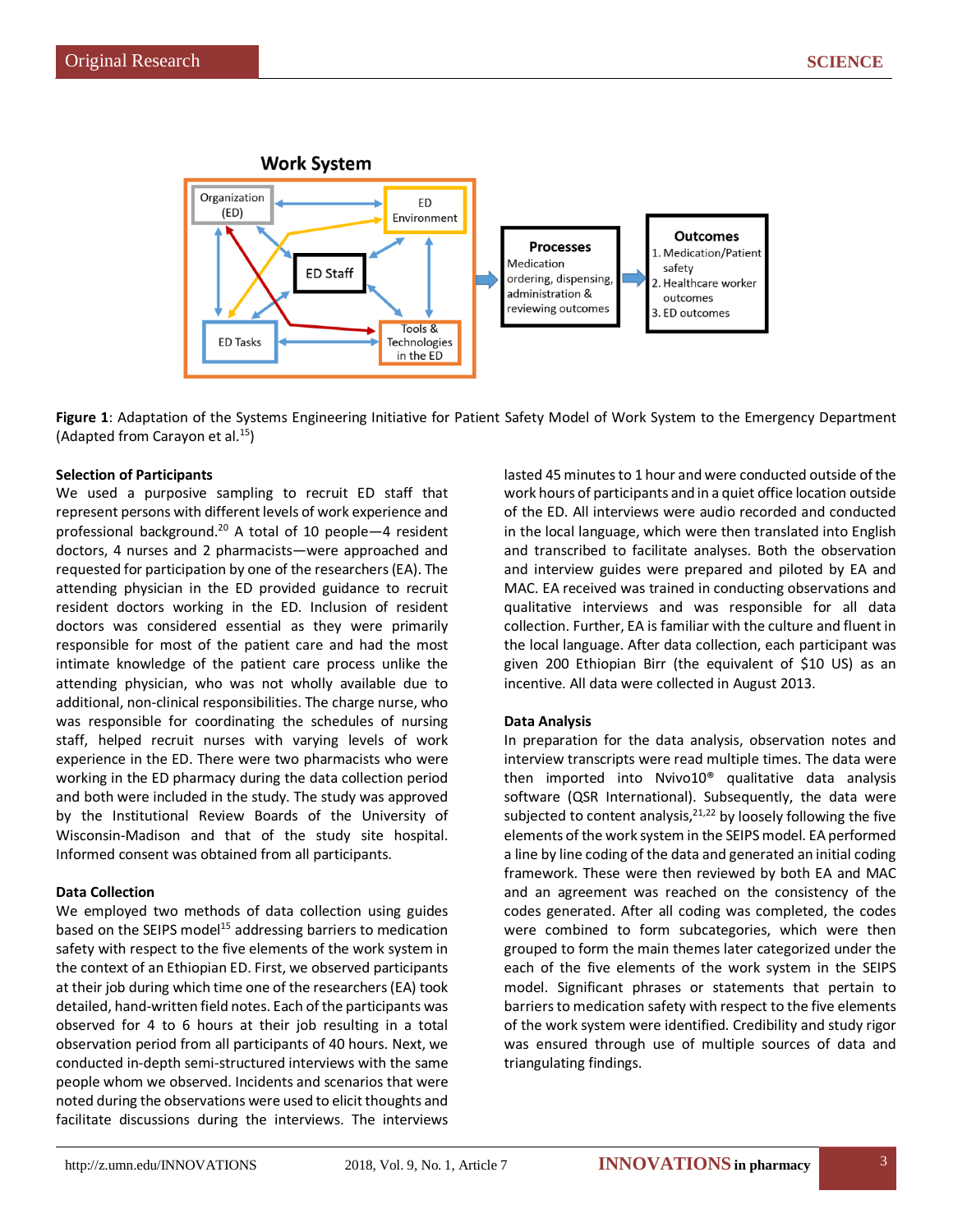Work System

Organization (ED)

ED Environment

ED Staff

ED Tasks

Tools & Technologies in the ED

Processes
Medication ordering, dispensing, administration & reviewing outcomes

Outcomes
1. Medication/Patient safety
2. Healthcare worker outcomes
3. ED outcomes

**Figure 1**: Adaptation of the Systems Engineering Initiative for Patient Safety Model of Work System to the Emergency Department (Adapted from Carayon et al.[15])

#### Selection of Participants

We used a purposive sampling to recruit ED staff that represent persons with different levels of work experience and professional background.[20] A total of 10 people—4 resident doctors, 4 nurses and 2 pharmacists—were approached and requested for participation by one of the researchers (EA). The attending physician in the ED provided guidance to recruit resident doctors working in the ED. Inclusion of resident doctors was considered essential as they were primarily responsible for most of the patient care and had the most intimate knowledge of the patient care process unlike the attending physician, who was not wholly available due to additional, non-clinical responsibilities. The charge nurse, who was responsible for coordinating the schedules of nursing staff, helped recruit nurses with varying levels of work experience in the ED. There were two pharmacists who were working in the ED pharmacy during the data collection period and both were included in the study. The study was approved by the Institutional Review Boards of the University of Wisconsin-Madison and that of the study site hospital. Informed consent was obtained from all participants.

#### Data Collection

We employed two methods of data collection using guides based on the SEIPS model[15] addressing barriers to medication safety with respect to the five elements of the work system in the context of an Ethiopian ED. First, we observed participants at their job during which time one of the researchers (EA) took detailed, hand-written field notes. Each of the participants was observed for 4 to 6 hours at their job resulting in a total observation period from all participants of 40 hours. Next, we conducted in-depth semi-structured interviews with the same people whom we observed. Incidents and scenarios that were noted during the observations were used to elicit thoughts and facilitate discussions during the interviews. The interviews lasted 45 minutes to 1 hour and were conducted outside of the work hours of participants and in a quiet office location outside of the ED. All interviews were audio recorded and conducted in the local language, which were then translated into English and transcribed to facilitate analyses. Both the observation and interview guides were prepared and piloted by EA and MAC. EA received was trained in conducting observations and qualitative interviews and was responsible for all data collection. Further, EA is familiar with the culture and fluent in the local language. After data collection, each participant was given 200 Ethiopian Birr (the equivalent of $10 US) as an incentive. All data were collected in August 2013.

#### Data Analysis

In preparation for the data analysis, observation notes and interview transcripts were read multiple times. The data were then imported into Nvivo10® qualitative data analysis software (QSR International). Subsequently, the data were subjected to content analysis,[21,22] by loosely following the five elements of the work system in the SEIPS model. EA performed a line by line coding of the data and generated an initial coding framework. These were then reviewed by both EA and MAC and an agreement was reached on the consistency of the codes generated. After all coding was completed, the codes were combined to form subcategories, which were then grouped to form the main themes later categorized under the each of the five elements of the work system in the SEIPS model. Significant phrases or statements that pertain to barriers to medication safety with respect to the five elements of the work system were identified. Credibility and study rigor was ensured through use of multiple sources of data and triangulating findings.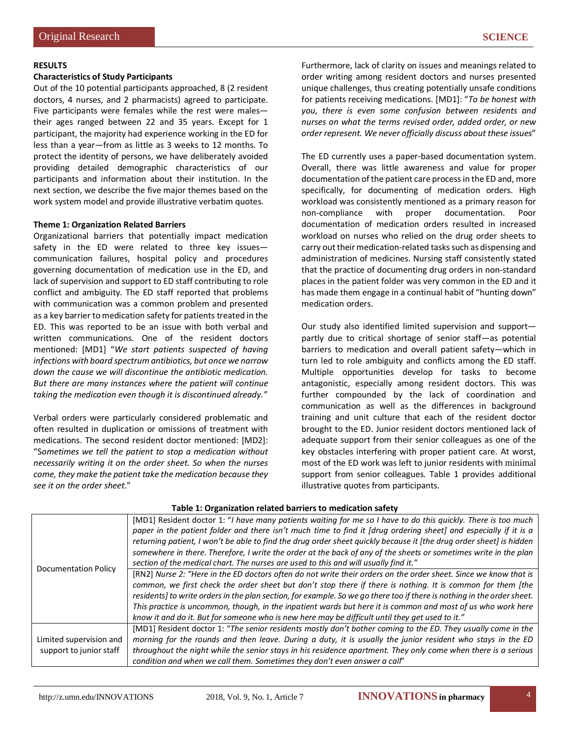## RESULTS

### Characteristics of Study Participants

Out of the 10 potential participants approached, 8 (2 resident doctors, 4 nurses, and 2 pharmacists) agreed to participate. Five participants were females while the rest were males—their ages ranged between 22 and 35 years. Except for 1 participant, the majority had experience working in the ED for less than a year—from as little as 3 weeks to 12 months. To protect the identity of persons, we have deliberately avoided providing detailed demographic characteristics of our participants and information about their institution. In the next section, we describe the five major themes based on the work system model and provide illustrative verbatim quotes.

### Theme 1: Organization Related Barriers

Organizational barriers that potentially impact medication safety in the ED were related to three key issues—communication failures, hospital policy and procedures governing documentation of medication use in the ED, and lack of supervision and support to ED staff contributing to role conflict and ambiguity. The ED staff reported that problems with communication was a common problem and presented as a key barrier to medication safety for patients treated in the ED. This was reported to be an issue with both verbal and written communications. One of the resident doctors mentioned: [MD1] "*We start patients suspected of having infections with board spectrum antibiotics, but once we narrow down the cause we will discontinue the antibiotic medication. But there are many instances where the patient will continue taking the medication even though it is discontinued already.*"

Verbal orders were particularly considered problematic and often resulted in duplication or omissions of treatment with medications. The second resident doctor mentioned: [MD2]: "*Sometimes we tell the patient to stop a medication without necessarily writing it on the order sheet. So when the nurses come, they make the patient take the medication because they see it on the order sheet*."

Furthermore, lack of clarity on issues and meanings related to order writing among resident doctors and nurses presented unique challenges, thus creating potentially unsafe conditions for patients receiving medications. [MD1]: "*To be honest with you, there is even some confusion between residents and nurses on what the terms revised order, added order, or new order represent. We never officially discuss about these issues*"

The ED currently uses a paper-based documentation system. Overall, there was little awareness and value for proper documentation of the patient care process in the ED and, more specifically, for documenting of medication orders. High workload was consistently mentioned as a primary reason for non-compliance with proper documentation. Poor documentation of medication orders resulted in increased workload on nurses who relied on the drug order sheets to carry out their medication-related tasks such as dispensing and administration of medicines. Nursing staff consistently stated that the practice of documenting drug orders in non-standard places in the patient folder was very common in the ED and it has made them engage in a continual habit of "hunting down" medication orders.

Our study also identified limited supervision and support—partly due to critical shortage of senior staff—as potential barriers to medication and overall patient safety—which in turn led to role ambiguity and conflicts among the ED staff. Multiple opportunities develop for tasks to become antagonistic, especially among resident doctors. This was further compounded by the lack of coordination and communication as well as the differences in background training and unit culture that each of the resident doctor brought to the ED. Junior resident doctors mentioned lack of adequate support from their senior colleagues as one of the key obstacles interfering with proper patient care. At worst, most of the ED work was left to junior residents with minimal support from senior colleagues. Table 1 provides additional illustrative quotes from participants.

**Table 1: Organization related barriers to medication safety**

| | |
|---|---|
| Documentation Policy | [MD1] Resident doctor 1: "*I have many patients waiting for me so I have to do this quickly. There is too much paper in the patient folder and there isn't much time to find it [drug ordering sheet] and especially if it is a returning patient, I won't be able to find the drug order sheet quickly because it [the drug order sheet] is hidden somewhere in there. Therefore, I write the order at the back of any of the sheets or sometimes write in the plan section of the medical chart. The nurses are used to this and will usually find it.*" |
| | [RN2] *Nurse 2: "Here in the ED doctors often do not write their orders on the order sheet. Since we know that is common, we first check the order sheet but don't stop there if there is nothing. It is common for them [the residents] to write orders in the plan section, for example. So we go there too if there is nothing in the order sheet. This practice is uncommon, though, in the inpatient wards but here it is common and most of us who work here know it and do it. But for someone who is new here may be difficult until they get used to it."* |
| Limited supervision and support to junior staff | [MD1] Resident doctor 1: "*The senior residents mostly don't bother coming to the ED. They usually come in the morning for the rounds and then leave. During a duty, it is usually the junior resident who stays in the ED throughout the night while the senior stays in his residence apartment. They only come when there is a serious condition and when we call them. Sometimes they don't even answer a call*" |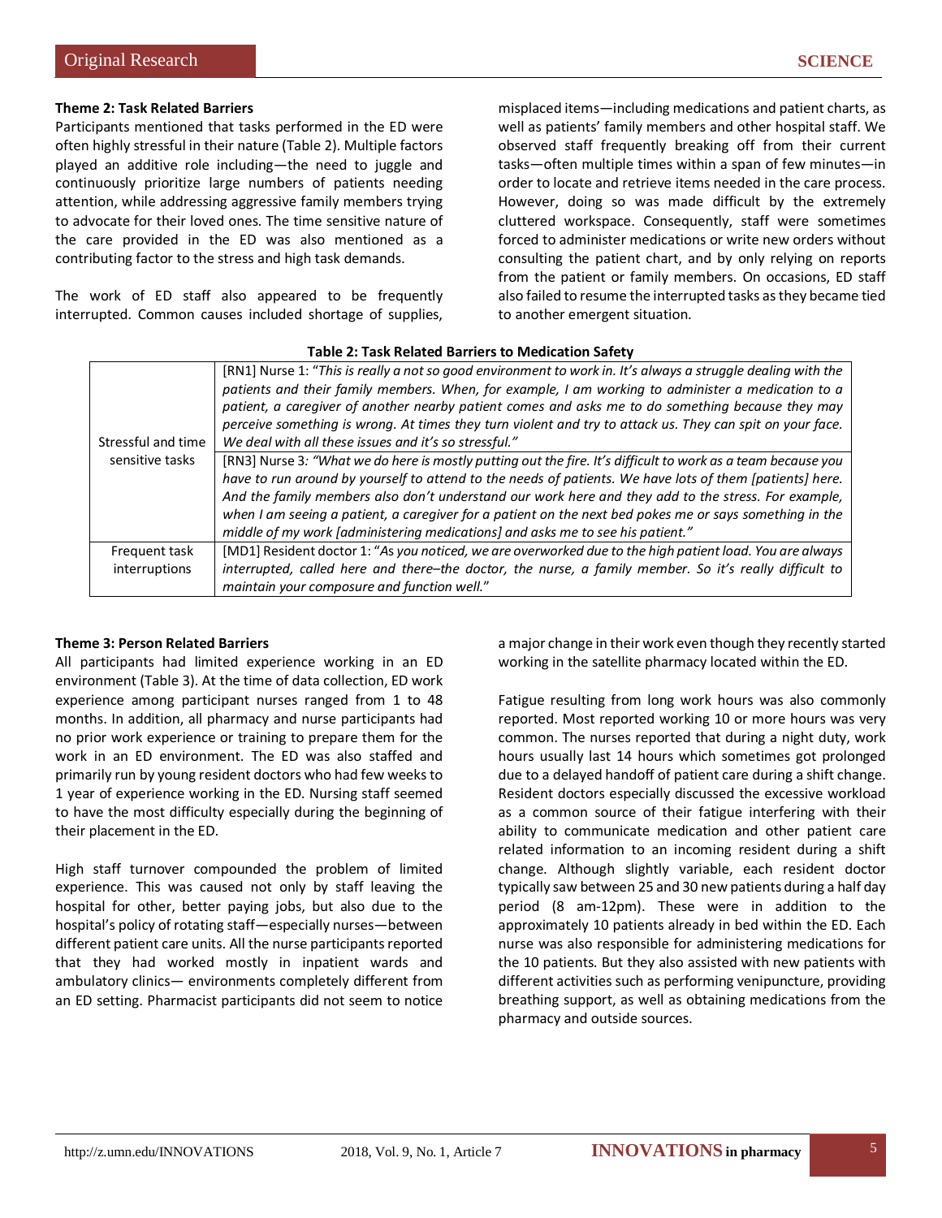**Theme 2: Task Related Barriers**

Participants mentioned that tasks performed in the ED were often highly stressful in their nature (Table 2). Multiple factors played an additive role including—the need to juggle and continuously prioritize large numbers of patients needing attention, while addressing aggressive family members trying to advocate for their loved ones. The time sensitive nature of the care provided in the ED was also mentioned as a contributing factor to the stress and high task demands.

The work of ED staff also appeared to be frequently interrupted. Common causes included shortage of supplies, misplaced items—including medications and patient charts, as well as patients' family members and other hospital staff. We observed staff frequently breaking off from their current tasks—often multiple times within a span of few minutes—in order to locate and retrieve items needed in the care process. However, doing so was made difficult by the extremely cluttered workspace. Consequently, staff were sometimes forced to administer medications or write new orders without consulting the patient chart, and by only relying on reports from the patient or family members. On occasions, ED staff also failed to resume the interrupted tasks as they became tied to another emergent situation.

**Table 2: Task Related Barriers to Medication Safety**

| | |
|---|---|
| Stressful and time sensitive tasks | [RN1] Nurse 1: "*This is really a not so good environment to work in. It's always a struggle dealing with the patients and their family members. When, for example, I am working to administer a medication to a patient, a caregiver of another nearby patient comes and asks me to do something because they may perceive something is wrong. At times they turn violent and try to attack us. They can spit on your face. We deal with all these issues and it's so stressful."* |
| | [RN3] Nurse 3*: "What we do here is mostly putting out the fire. It's difficult to work as a team because you have to run around by yourself to attend to the needs of patients. We have lots of them [patients] here. And the family members also don't understand our work here and they add to the stress. For example, when I am seeing a patient, a caregiver for a patient on the next bed pokes me or says something in the middle of my work [administering medications] and asks me to see his patient."* |
| Frequent task interruptions | [MD1] Resident doctor 1: "*As you noticed, we are overworked due to the high patient load. You are always interrupted, called here and there–the doctor, the nurse, a family member. So it's really difficult to maintain your composure and function well.*" |

**Theme 3: Person Related Barriers**

All participants had limited experience working in an ED environment (Table 3). At the time of data collection, ED work experience among participant nurses ranged from 1 to 48 months. In addition, all pharmacy and nurse participants had no prior work experience or training to prepare them for the work in an ED environment. The ED was also staffed and primarily run by young resident doctors who had few weeks to 1 year of experience working in the ED. Nursing staff seemed to have the most difficulty especially during the beginning of their placement in the ED.

High staff turnover compounded the problem of limited experience. This was caused not only by staff leaving the hospital for other, better paying jobs, but also due to the hospital's policy of rotating staff—especially nurses—between different patient care units. All the nurse participants reported that they had worked mostly in inpatient wards and ambulatory clinics— environments completely different from an ED setting. Pharmacist participants did not seem to notice a major change in their work even though they recently started working in the satellite pharmacy located within the ED.

Fatigue resulting from long work hours was also commonly reported. Most reported working 10 or more hours was very common. The nurses reported that during a night duty, work hours usually last 14 hours which sometimes got prolonged due to a delayed handoff of patient care during a shift change. Resident doctors especially discussed the excessive workload as a common source of their fatigue interfering with their ability to communicate medication and other patient care related information to an incoming resident during a shift change. Although slightly variable, each resident doctor typically saw between 25 and 30 new patients during a half day period (8 am-12pm). These were in addition to the approximately 10 patients already in bed within the ED. Each nurse was also responsible for administering medications for the 10 patients. But they also assisted with new patients with different activities such as performing venipuncture, providing breathing support, as well as obtaining medications from the pharmacy and outside sources.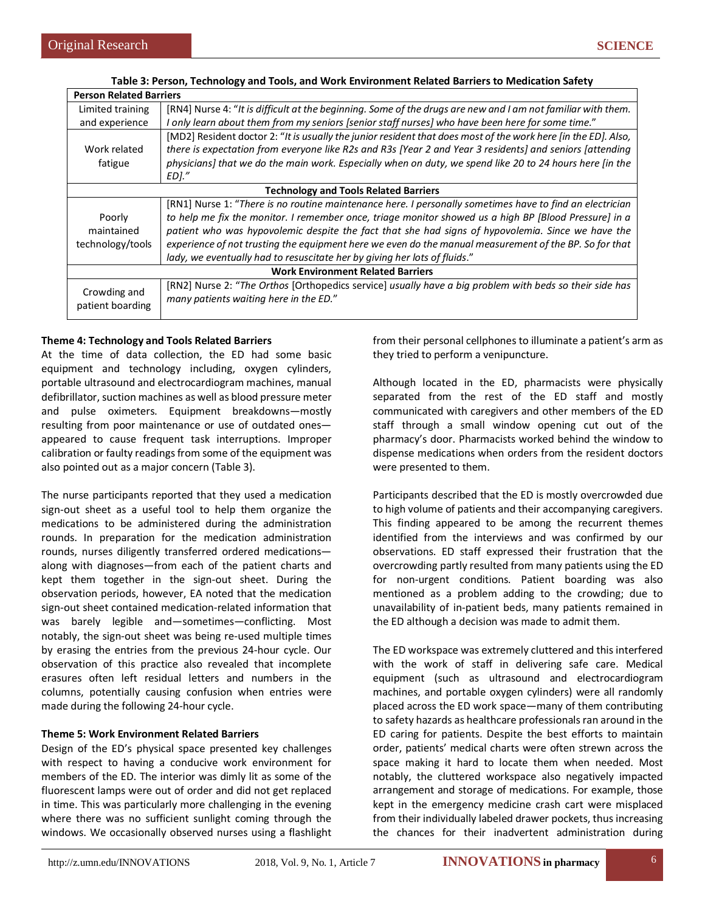**Table 3: Person, Technology and Tools, and Work Environment Related Barriers to Medication Safety**

| **Person Related Barriers** | |
|---|---|
| Limited training and experience | [RN4] Nurse 4: "*It is difficult at the beginning. Some of the drugs are new and I am not familiar with them. I only learn about them from my seniors [senior staff nurses] who have been here for some time.*" |
| Work related fatigue | [MD2] Resident doctor 2: "*It is usually the junior resident that does most of the work here [in the ED]. Also, there is expectation from everyone like R2s and R3s [Year 2 and Year 3 residents] and seniors [attending physicians] that we do the main work. Especially when on duty, we spend like 20 to 24 hours here [in the ED].*" |
| **Technology and Tools Related Barriers** | |
| Poorly maintained technology/tools | [RN1] Nurse 1: "*There is no routine maintenance here. I personally sometimes have to find an electrician to help me fix the monitor. I remember once, triage monitor showed us a high BP [Blood Pressure] in a patient who was hypovolemic despite the fact that she had signs of hypovolemia. Since we have the experience of not trusting the equipment here we even do the manual measurement of the BP. So for that lady, we eventually had to resuscitate her by giving her lots of fluids.*" |
| **Work Environment Related Barriers** | |
| Crowding and patient boarding | [RN2] Nurse 2: "*The Orthos* [Orthopedics service] *usually have a big problem with beds so their side has many patients waiting here in the ED.*" |

**Theme 4: Technology and Tools Related Barriers**

At the time of data collection, the ED had some basic equipment and technology including, oxygen cylinders, portable ultrasound and electrocardiogram machines, manual defibrillator, suction machines as well as blood pressure meter and pulse oximeters. Equipment breakdowns—mostly resulting from poor maintenance or use of outdated ones—appeared to cause frequent task interruptions. Improper calibration or faulty readings from some of the equipment was also pointed out as a major concern (Table 3).

The nurse participants reported that they used a medication sign-out sheet as a useful tool to help them organize the medications to be administered during the administration rounds. In preparation for the medication administration rounds, nurses diligently transferred ordered medications—along with diagnoses—from each of the patient charts and kept them together in the sign-out sheet. During the observation periods, however, EA noted that the medication sign-out sheet contained medication-related information that was barely legible and—sometimes—conflicting. Most notably, the sign-out sheet was being re-used multiple times by erasing the entries from the previous 24-hour cycle. Our observation of this practice also revealed that incomplete erasures often left residual letters and numbers in the columns, potentially causing confusion when entries were made during the following 24-hour cycle.

**Theme 5: Work Environment Related Barriers**

Design of the ED's physical space presented key challenges with respect to having a conducive work environment for members of the ED. The interior was dimly lit as some of the fluorescent lamps were out of order and did not get replaced in time. This was particularly more challenging in the evening where there was no sufficient sunlight coming through the windows. We occasionally observed nurses using a flashlight from their personal cellphones to illuminate a patient's arm as they tried to perform a venipuncture.

Although located in the ED, pharmacists were physically separated from the rest of the ED staff and mostly communicated with caregivers and other members of the ED staff through a small window opening cut out of the pharmacy's door. Pharmacists worked behind the window to dispense medications when orders from the resident doctors were presented to them.

Participants described that the ED is mostly overcrowded due to high volume of patients and their accompanying caregivers. This finding appeared to be among the recurrent themes identified from the interviews and was confirmed by our observations. ED staff expressed their frustration that the overcrowding partly resulted from many patients using the ED for non-urgent conditions. Patient boarding was also mentioned as a problem adding to the crowding; due to unavailability of in-patient beds, many patients remained in the ED although a decision was made to admit them.

The ED workspace was extremely cluttered and this interfered with the work of staff in delivering safe care. Medical equipment (such as ultrasound and electrocardiogram machines, and portable oxygen cylinders) were all randomly placed across the ED work space—many of them contributing to safety hazards as healthcare professionals ran around in the ED caring for patients. Despite the best efforts to maintain order, patients' medical charts were often strewn across the space making it hard to locate them when needed. Most notably, the cluttered workspace also negatively impacted arrangement and storage of medications. For example, those kept in the emergency medicine crash cart were misplaced from their individually labeled drawer pockets, thus increasing the chances for their inadvertent administration during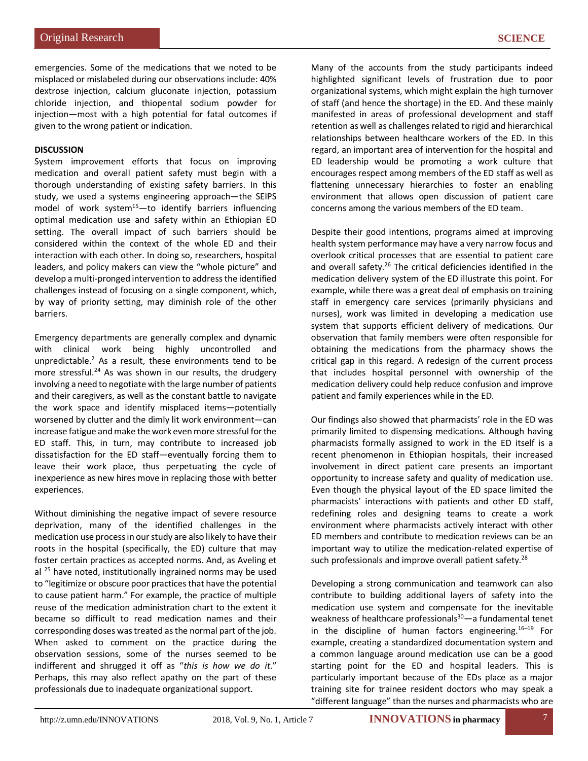emergencies. Some of the medications that we noted to be misplaced or mislabeled during our observations include: 40% dextrose injection, calcium gluconate injection, potassium chloride injection, and thiopental sodium powder for injection—most with a high potential for fatal outcomes if given to the wrong patient or indication.

**DISCUSSION**

System improvement efforts that focus on improving medication and overall patient safety must begin with a thorough understanding of existing safety barriers. In this study, we used a systems engineering approach—the SEIPS model of work system[15]—to identify barriers influencing optimal medication use and safety within an Ethiopian ED setting. The overall impact of such barriers should be considered within the context of the whole ED and their interaction with each other. In doing so, researchers, hospital leaders, and policy makers can view the "whole picture" and develop a multi-pronged intervention to address the identified challenges instead of focusing on a single component, which, by way of priority setting, may diminish role of the other barriers.

Emergency departments are generally complex and dynamic with clinical work being highly uncontrolled and unpredictable.[2] As a result, these environments tend to be more stressful.[24] As was shown in our results, the drudgery involving a need to negotiate with the large number of patients and their caregivers, as well as the constant battle to navigate the work space and identify misplaced items—potentially worsened by clutter and the dimly lit work environment—can increase fatigue and make the work even more stressful for the ED staff. This, in turn, may contribute to increased job dissatisfaction for the ED staff—eventually forcing them to leave their work place, thus perpetuating the cycle of inexperience as new hires move in replacing those with better experiences.

Without diminishing the negative impact of severe resource deprivation, many of the identified challenges in the medication use process in our study are also likely to have their roots in the hospital (specifically, the ED) culture that may foster certain practices as accepted norms. And, as Aveling et al [25] have noted, institutionally ingrained norms may be used to "legitimize or obscure poor practices that have the potential to cause patient harm." For example, the practice of multiple reuse of the medication administration chart to the extent it became so difficult to read medication names and their corresponding doses was treated as the normal part of the job. When asked to comment on the practice during the observation sessions, some of the nurses seemed to be indifferent and shrugged it off as "*this is how we do it*." Perhaps, this may also reflect apathy on the part of these professionals due to inadequate organizational support.

Many of the accounts from the study participants indeed highlighted significant levels of frustration due to poor organizational systems, which might explain the high turnover of staff (and hence the shortage) in the ED. And these mainly manifested in areas of professional development and staff retention as well as challenges related to rigid and hierarchical relationships between healthcare workers of the ED. In this regard, an important area of intervention for the hospital and ED leadership would be promoting a work culture that encourages respect among members of the ED staff as well as flattening unnecessary hierarchies to foster an enabling environment that allows open discussion of patient care concerns among the various members of the ED team.

Despite their good intentions, programs aimed at improving health system performance may have a very narrow focus and overlook critical processes that are essential to patient care and overall safety.[26] The critical deficiencies identified in the medication delivery system of the ED illustrate this point. For example, while there was a great deal of emphasis on training staff in emergency care services (primarily physicians and nurses), work was limited in developing a medication use system that supports efficient delivery of medications. Our observation that family members were often responsible for obtaining the medications from the pharmacy shows the critical gap in this regard. A redesign of the current process that includes hospital personnel with ownership of the medication delivery could help reduce confusion and improve patient and family experiences while in the ED.

Our findings also showed that pharmacists' role in the ED was primarily limited to dispensing medications. Although having pharmacists formally assigned to work in the ED itself is a recent phenomenon in Ethiopian hospitals, their increased involvement in direct patient care presents an important opportunity to increase safety and quality of medication use. Even though the physical layout of the ED space limited the pharmacists' interactions with patients and other ED staff, redefining roles and designing teams to create a work environment where pharmacists actively interact with other ED members and contribute to medication reviews can be an important way to utilize the medication-related expertise of such professionals and improve overall patient safety.[28]

Developing a strong communication and teamwork can also contribute to building additional layers of safety into the medication use system and compensate for the inevitable weakness of healthcare professionals[30]—a fundamental tenet in the discipline of human factors engineering.[16–19] For example, creating a standardized documentation system and a common language around medication use can be a good starting point for the ED and hospital leaders. This is particularly important because of the EDs place as a major training site for trainee resident doctors who may speak a "different language" than the nurses and pharmacists who are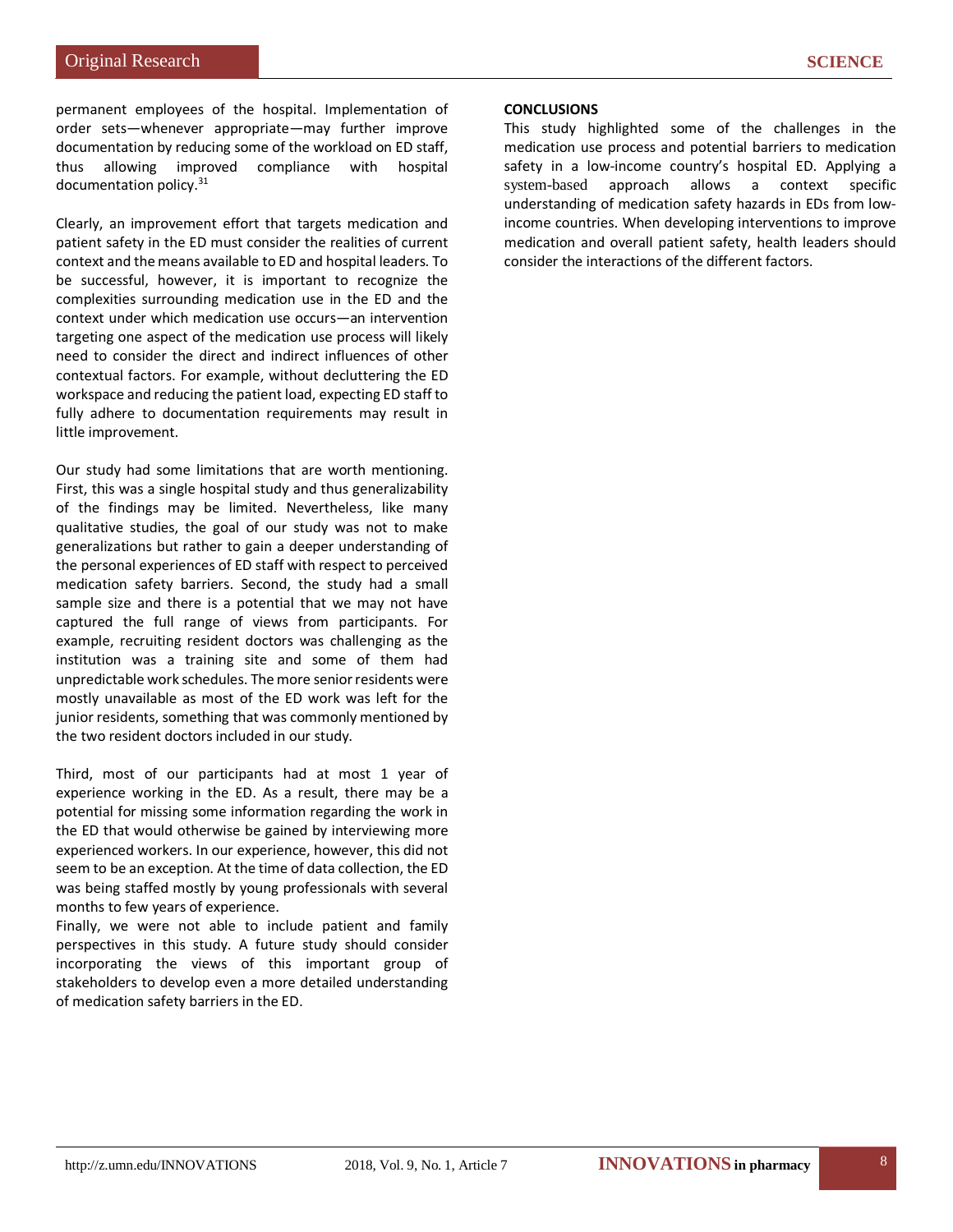permanent employees of the hospital. Implementation of order sets—whenever appropriate—may further improve documentation by reducing some of the workload on ED staff, thus allowing improved compliance with hospital documentation policy.[31]

Clearly, an improvement effort that targets medication and patient safety in the ED must consider the realities of current context and the means available to ED and hospital leaders. To be successful, however, it is important to recognize the complexities surrounding medication use in the ED and the context under which medication use occurs—an intervention targeting one aspect of the medication use process will likely need to consider the direct and indirect influences of other contextual factors. For example, without decluttering the ED workspace and reducing the patient load, expecting ED staff to fully adhere to documentation requirements may result in little improvement.

Our study had some limitations that are worth mentioning. First, this was a single hospital study and thus generalizability of the findings may be limited. Nevertheless, like many qualitative studies, the goal of our study was not to make generalizations but rather to gain a deeper understanding of the personal experiences of ED staff with respect to perceived medication safety barriers. Second, the study had a small sample size and there is a potential that we may not have captured the full range of views from participants. For example, recruiting resident doctors was challenging as the institution was a training site and some of them had unpredictable work schedules. The more senior residents were mostly unavailable as most of the ED work was left for the junior residents, something that was commonly mentioned by the two resident doctors included in our study.

Third, most of our participants had at most 1 year of experience working in the ED. As a result, there may be a potential for missing some information regarding the work in the ED that would otherwise be gained by interviewing more experienced workers. In our experience, however, this did not seem to be an exception. At the time of data collection, the ED was being staffed mostly by young professionals with several months to few years of experience.

Finally, we were not able to include patient and family perspectives in this study. A future study should consider incorporating the views of this important group of stakeholders to develop even a more detailed understanding of medication safety barriers in the ED.

## CONCLUSIONS

This study highlighted some of the challenges in the medication use process and potential barriers to medication safety in a low-income country's hospital ED. Applying a system-based approach allows a context specific understanding of medication safety hazards in EDs from low-income countries. When developing interventions to improve medication and overall patient safety, health leaders should consider the interactions of the different factors.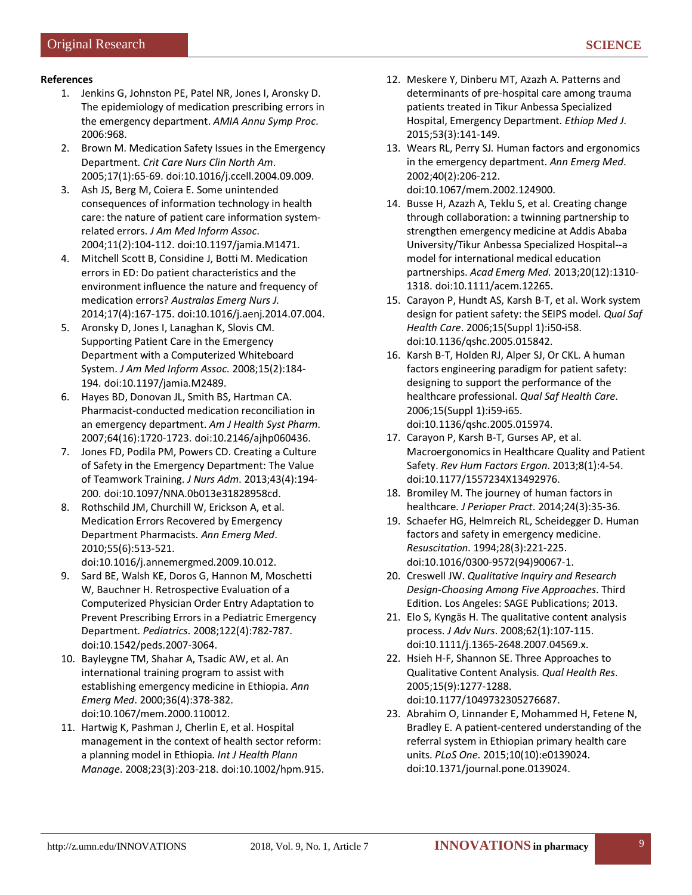**References**

1. Jenkins G, Johnston PE, Patel NR, Jones I, Aronsky D. The epidemiology of medication prescribing errors in the emergency department. *AMIA Annu Symp Proc*. 2006:968.
2. Brown M. Medication Safety Issues in the Emergency Department. *Crit Care Nurs Clin North Am*. 2005;17(1):65-69. doi:10.1016/j.ccell.2004.09.009.
3. Ash JS, Berg M, Coiera E. Some unintended consequences of information technology in health care: the nature of patient care information system-related errors. *J Am Med Inform Assoc*. 2004;11(2):104-112. doi:10.1197/jamia.M1471.
4. Mitchell Scott B, Considine J, Botti M. Medication errors in ED: Do patient characteristics and the environment influence the nature and frequency of medication errors? *Australas Emerg Nurs J*. 2014;17(4):167-175. doi:10.1016/j.aenj.2014.07.004.
5. Aronsky D, Jones I, Lanaghan K, Slovis CM. Supporting Patient Care in the Emergency Department with a Computerized Whiteboard System. *J Am Med Inform Assoc.* 2008;15(2):184-194. doi:10.1197/jamia.M2489.
6. Hayes BD, Donovan JL, Smith BS, Hartman CA. Pharmacist-conducted medication reconciliation in an emergency department. *Am J Health Syst Pharm*. 2007;64(16):1720-1723. doi:10.2146/ajhp060436.
7. Jones FD, Podila PM, Powers CD. Creating a Culture of Safety in the Emergency Department: The Value of Teamwork Training. *J Nurs Adm*. 2013;43(4):194-200. doi:10.1097/NNA.0b013e31828958cd.
8. Rothschild JM, Churchill W, Erickson A, et al. Medication Errors Recovered by Emergency Department Pharmacists. *Ann Emerg Med*. 2010;55(6):513-521. doi:10.1016/j.annemergmed.2009.10.012.
9. Sard BE, Walsh KE, Doros G, Hannon M, Moschetti W, Bauchner H. Retrospective Evaluation of a Computerized Physician Order Entry Adaptation to Prevent Prescribing Errors in a Pediatric Emergency Department. *Pediatrics*. 2008;122(4):782-787. doi:10.1542/peds.2007-3064.
10. Bayleygne TM, Shahar A, Tsadic AW, et al. An international training program to assist with establishing emergency medicine in Ethiopia. *Ann Emerg Med*. 2000;36(4):378-382. doi:10.1067/mem.2000.110012.
11. Hartwig K, Pashman J, Cherlin E, et al. Hospital management in the context of health sector reform: a planning model in Ethiopia. *Int J Health Plann Manage*. 2008;23(3):203-218. doi:10.1002/hpm.915.
12. Meskere Y, Dinberu MT, Azazh A. Patterns and determinants of pre-hospital care among trauma patients treated in Tikur Anbessa Specialized Hospital, Emergency Department. *Ethiop Med J*. 2015;53(3):141-149.
13. Wears RL, Perry SJ. Human factors and ergonomics in the emergency department. *Ann Emerg Med*. 2002;40(2):206-212. doi:10.1067/mem.2002.124900.
14. Busse H, Azazh A, Teklu S, et al. Creating change through collaboration: a twinning partnership to strengthen emergency medicine at Addis Ababa University/Tikur Anbessa Specialized Hospital--a model for international medical education partnerships. *Acad Emerg Med.* 2013;20(12):1310-1318. doi:10.1111/acem.12265.
15. Carayon P, Hundt AS, Karsh B-T, et al. Work system design for patient safety: the SEIPS model. *Qual Saf Health Care*. 2006;15(Suppl 1):i50-i58. doi:10.1136/qshc.2005.015842.
16. Karsh B-T, Holden RJ, Alper SJ, Or CKL. A human factors engineering paradigm for patient safety: designing to support the performance of the healthcare professional. *Qual Saf Health Care*. 2006;15(Suppl 1):i59-i65. doi:10.1136/qshc.2005.015974.
17. Carayon P, Karsh B-T, Gurses AP, et al. Macroergonomics in Healthcare Quality and Patient Safety. *Rev Hum Factors Ergon*. 2013;8(1):4-54. doi:10.1177/1557234X13492976.
18. Bromiley M. The journey of human factors in healthcare. *J Perioper Pract*. 2014;24(3):35-36.
19. Schaefer HG, Helmreich RL, Scheidegger D. Human factors and safety in emergency medicine. *Resuscitation*. 1994;28(3):221-225. doi:10.1016/0300-9572(94)90067-1.
20. Creswell JW. *Qualitative Inquiry and Research Design-Choosing Among Five Approaches*. Third Edition. Los Angeles: SAGE Publications; 2013.
21. Elo S, Kyngäs H. The qualitative content analysis process. *J Adv Nurs*. 2008;62(1):107-115. doi:10.1111/j.1365-2648.2007.04569.x.
22. Hsieh H-F, Shannon SE. Three Approaches to Qualitative Content Analysis. *Qual Health Res*. 2005;15(9):1277-1288. doi:10.1177/1049732305276687.
23. Abrahim O, Linnander E, Mohammed H, Fetene N, Bradley E. A patient-centered understanding of the referral system in Ethiopian primary health care units. *PLoS One*. 2015;10(10):e0139024. doi:10.1371/journal.pone.0139024.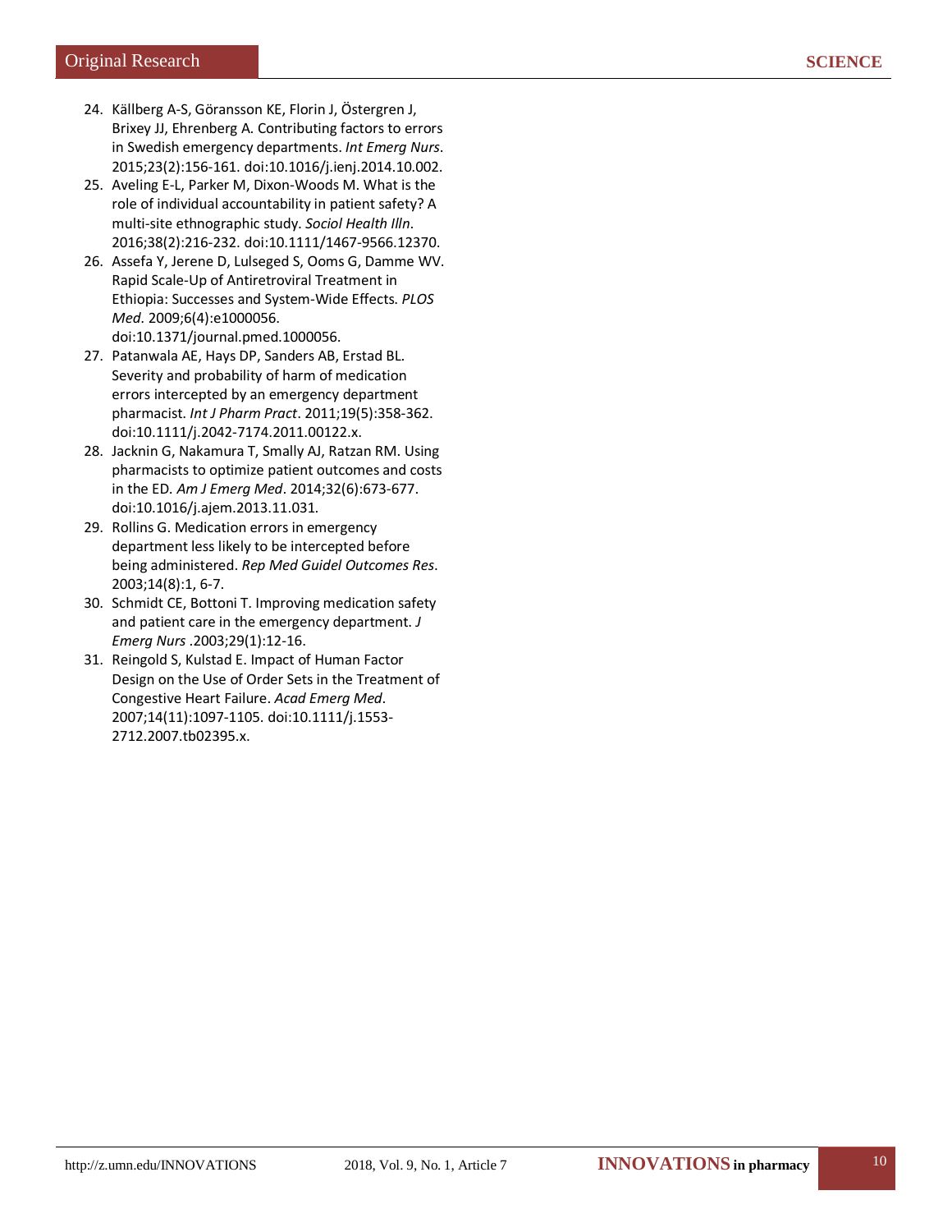24. Källberg A-S, Göransson KE, Florin J, Östergren J, Brixey JJ, Ehrenberg A. Contributing factors to errors in Swedish emergency departments. *Int Emerg Nurs*. 2015;23(2):156-161. doi:10.1016/j.ienj.2014.10.002.
25. Aveling E-L, Parker M, Dixon-Woods M. What is the role of individual accountability in patient safety? A multi-site ethnographic study. *Sociol Health Illn*. 2016;38(2):216-232. doi:10.1111/1467-9566.12370.
26. Assefa Y, Jerene D, Lulseged S, Ooms G, Damme WV. Rapid Scale-Up of Antiretroviral Treatment in Ethiopia: Successes and System-Wide Effects. *PLOS Med*. 2009;6(4):e1000056. doi:10.1371/journal.pmed.1000056.
27. Patanwala AE, Hays DP, Sanders AB, Erstad BL. Severity and probability of harm of medication errors intercepted by an emergency department pharmacist. *Int J Pharm Pract*. 2011;19(5):358-362. doi:10.1111/j.2042-7174.2011.00122.x.
28. Jacknin G, Nakamura T, Smally AJ, Ratzan RM. Using pharmacists to optimize patient outcomes and costs in the ED. *Am J Emerg Med*. 2014;32(6):673-677. doi:10.1016/j.ajem.2013.11.031.
29. Rollins G. Medication errors in emergency department less likely to be intercepted before being administered. *Rep Med Guidel Outcomes Res*. 2003;14(8):1, 6-7.
30. Schmidt CE, Bottoni T. Improving medication safety and patient care in the emergency department. *J Emerg Nurs* .2003;29(1):12-16.
31. Reingold S, Kulstad E. Impact of Human Factor Design on the Use of Order Sets in the Treatment of Congestive Heart Failure. *Acad Emerg Med*. 2007;14(11):1097-1105. doi:10.1111/j.1553-2712.2007.tb02395.x.